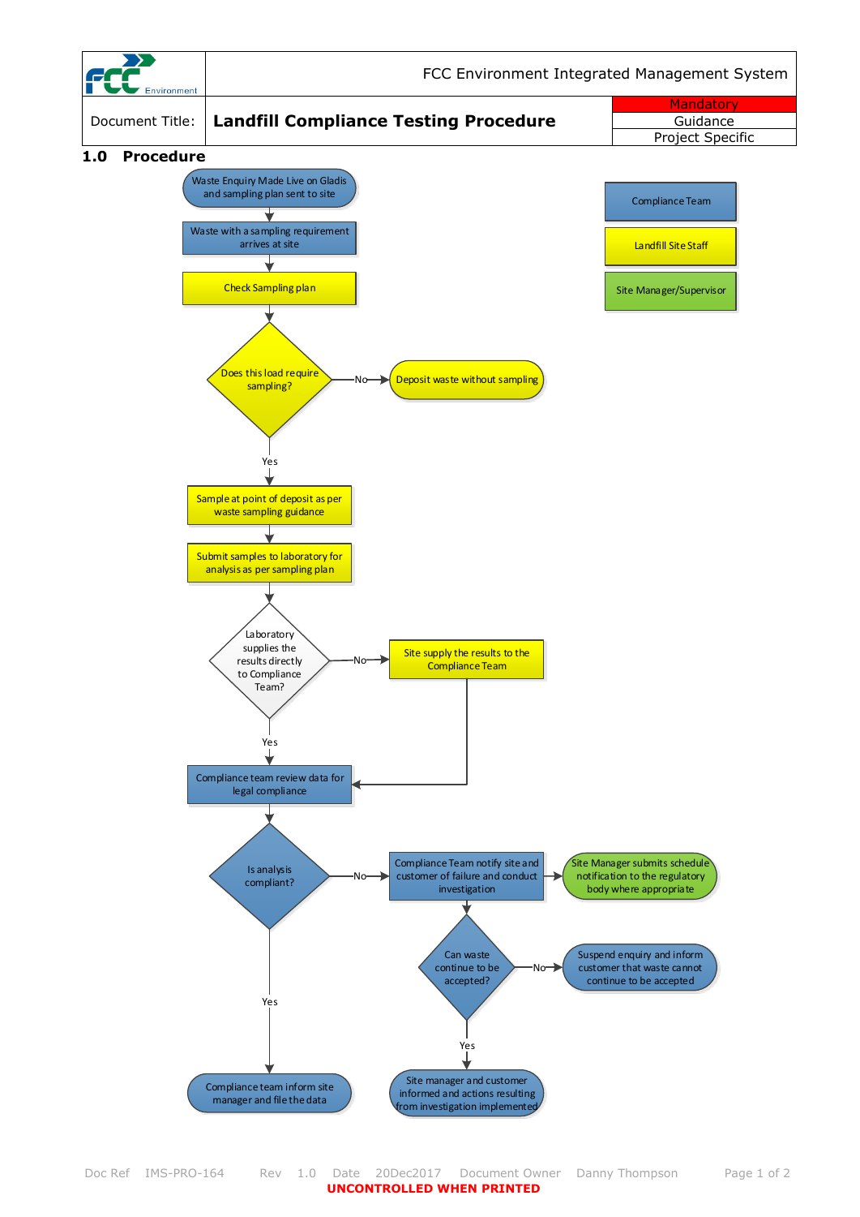| | FCC Environment Integrated Management System | |
|---|---|---|
| Document Title: | **Landfill Compliance Testing Procedure** | Mandatory |
| | | Guidance |
| | | Project Specific |

## 1.0 Procedure

**Key:**
- Compliance Team
- Landfill Site Staff
- Site Manager/Supervisor

**Flowchart:**

1. Waste Enquiry Made Live on Gladis and sampling plan sent to site
2. Waste with a sampling requirement arrives at site
3. Check Sampling plan
4. Does this load require sampling?
   - No → Deposit waste without sampling
   - Yes → continue
5. Sample at point of deposit as per waste sampling guidance
6. Submit samples to laboratory for analysis as per sampling plan
7. Laboratory supplies the results directly to Compliance Team?
   - No → Site supply the results to the Compliance Team → Compliance team review data for legal compliance
   - Yes → continue
8. Compliance team review data for legal compliance
9. Is analysis compliant?
   - Yes → Compliance team inform site manager and file the data
   - No → Compliance Team notify site and customer of failure and conduct investigation → Site Manager submits schedule notification to the regulatory body where appropriate
     - Can waste continue to be accepted?
       - No → Suspend enquiry and inform customer that waste cannot continue to be accepted
       - Yes → Site manager and customer informed and actions resulting from investigation implemented

Doc Ref IMS-PRO-164 Rev 1.0 Date 20Dec2017 Document Owner Danny Thompson

**UNCONTROLLED WHEN PRINTED**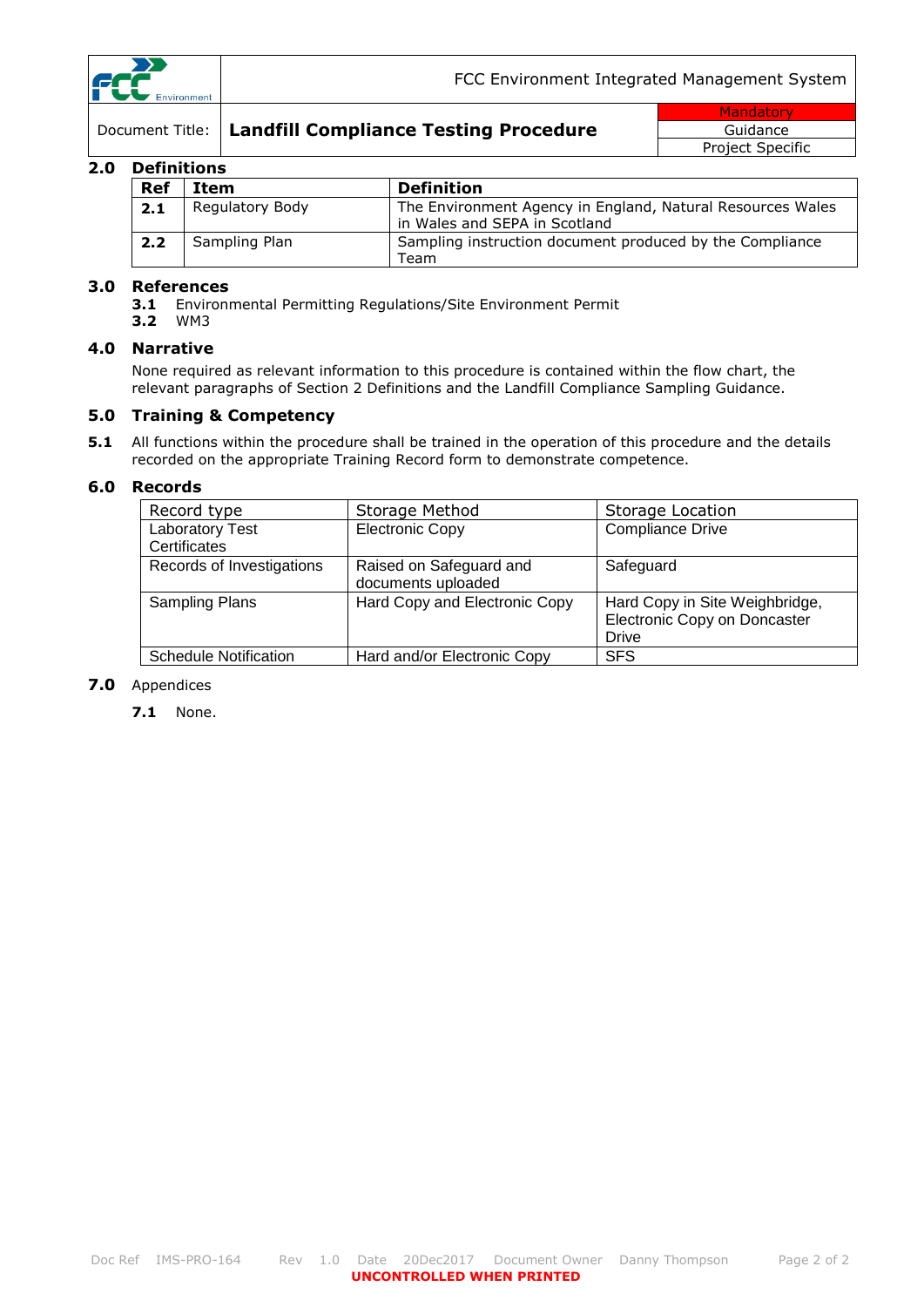## 2.0 Definitions

| Ref | Item | Definition |
|---|---|---|
| **2.1** | Regulatory Body | The Environment Agency in England, Natural Resources Wales in Wales and SEPA in Scotland |
| **2.2** | Sampling Plan | Sampling instruction document produced by the Compliance Team |

## 3.0 References

**3.1** Environmental Permitting Regulations/Site Environment Permit
**3.2** WM3

## 4.0 Narrative

None required as relevant information to this procedure is contained within the flow chart, the relevant paragraphs of Section 2 Definitions and the Landfill Compliance Sampling Guidance.

## 5.0 Training & Competency

**5.1** All functions within the procedure shall be trained in the operation of this procedure and the details recorded on the appropriate Training Record form to demonstrate competence.

## 6.0 Records

| Record type | Storage Method | Storage Location |
|---|---|---|
| Laboratory Test Certificates | Electronic Copy | Compliance Drive |
| Records of Investigations | Raised on Safeguard and documents uploaded | Safeguard |
| Sampling Plans | Hard Copy and Electronic Copy | Hard Copy in Site Weighbridge, Electronic Copy on Doncaster Drive |
| Schedule Notification | Hard and/or Electronic Copy | SFS |

## 7.0 Appendices

**7.1** None.